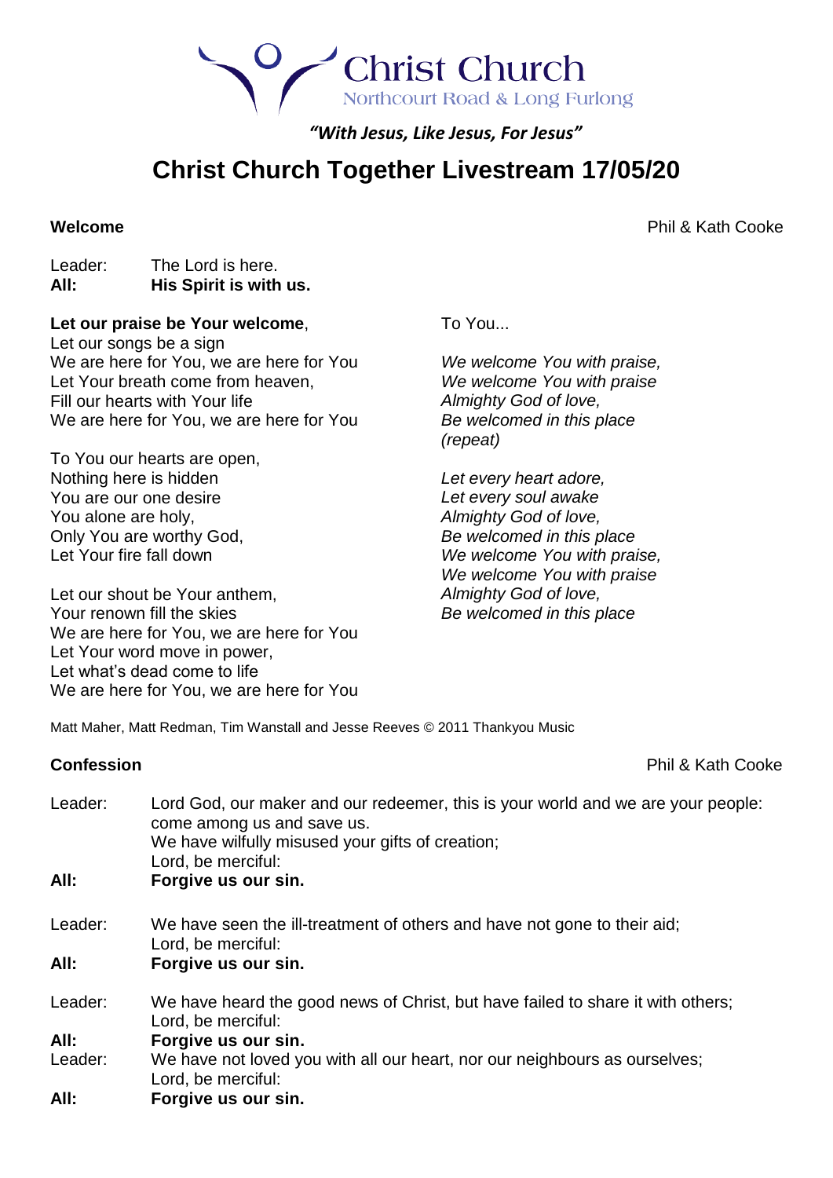Christ Church
Northcourt Road & Long Furlong

*"With Jesus, Like Jesus, For Jesus"*

# Christ Church Together Livestream 17/05/20

**Welcome** Phil & Kath Cooke

Leader: The Lord is here.
**All: His Spirit is with us.**

**Let our praise be Your welcome**,
Let our songs be a sign
We are here for You, we are here for You
Let Your breath come from heaven,
Fill our hearts with Your life
We are here for You, we are here for You

To You our hearts are open,
Nothing here is hidden
You are our one desire
You alone are holy,
Only You are worthy God,
Let Your fire fall down

Let our shout be Your anthem,
Your renown fill the skies
We are here for You, we are here for You
Let Your word move in power,
Let what's dead come to life
We are here for You, we are here for You

To You...

*We welcome You with praise,*
*We welcome You with praise*
*Almighty God of love,*
*Be welcomed in this place*
*(repeat)*

*Let every heart adore,*
*Let every soul awake*
*Almighty God of love,*
*Be welcomed in this place*
*We welcome You with praise,*
*We welcome You with praise*
*Almighty God of love,*
*Be welcomed in this place*

Matt Maher, Matt Redman, Tim Wanstall and Jesse Reeves © 2011 Thankyou Music

**Confession** Phil & Kath Cooke

Leader: Lord God, our maker and our redeemer, this is your world and we are your people: come among us and save us.
We have wilfully misused your gifts of creation;
Lord, be merciful:
**All: Forgive us our sin.**

Leader: We have seen the ill-treatment of others and have not gone to their aid;
Lord, be merciful:
**All: Forgive us our sin.**

Leader: We have heard the good news of Christ, but have failed to share it with others;
Lord, be merciful:
**All: Forgive us our sin.**
Leader: We have not loved you with all our heart, nor our neighbours as ourselves;
Lord, be merciful:
**All: Forgive us our sin.**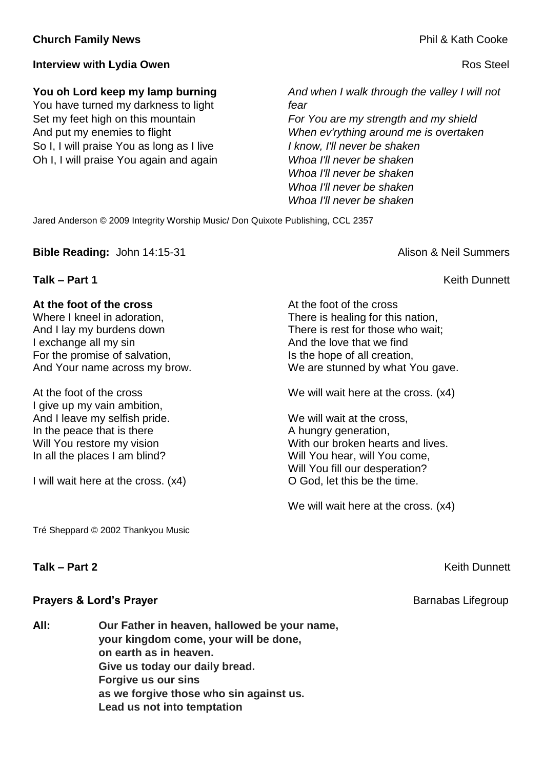**Church Family News** Phil & Kath Cooke

**Interview with Lydia Owen** Ros Steel

**You oh Lord keep my lamp burning**
You have turned my darkness to light
Set my feet high on this mountain
And put my enemies to flight
So I, I will praise You as long as I live
Oh I, I will praise You again and again

*And when I walk through the valley I will not fear*
*For You are my strength and my shield*
*When ev'rything around me is overtaken*
*I know, I'll never be shaken*
*Whoa I'll never be shaken*
*Whoa I'll never be shaken*
*Whoa I'll never be shaken*
*Whoa I'll never be shaken*

Jared Anderson © 2009 Integrity Worship Music/ Don Quixote Publishing, CCL 2357

**Bible Reading:** John 14:15-31 Alison & Neil Summers

**Talk – Part 1** Keith Dunnett

**At the foot of the cross**
Where I kneel in adoration,
And I lay my burdens down
I exchange all my sin
For the promise of salvation,
And Your name across my brow.

At the foot of the cross
I give up my vain ambition,
And I leave my selfish pride.
In the peace that is there
Will You restore my vision
In all the places I am blind?

I will wait here at the cross. (x4)

At the foot of the cross
There is healing for this nation,
There is rest for those who wait;
And the love that we find
Is the hope of all creation,
We are stunned by what You gave.

We will wait here at the cross. (x4)

We will wait at the cross,
A hungry generation,
With our broken hearts and lives.
Will You hear, will You come,
Will You fill our desperation?
O God, let this be the time.

We will wait here at the cross. (x4)

Tré Sheppard © 2002 Thankyou Music

**Talk – Part 2** Keith Dunnett

**Prayers & Lord's Prayer** Barnabas Lifegroup

**All:** **Our Father in heaven, hallowed be your name,**
**your kingdom come, your will be done,**
**on earth as in heaven.**
**Give us today our daily bread.**
**Forgive us our sins**
**as we forgive those who sin against us.**
**Lead us not into temptation**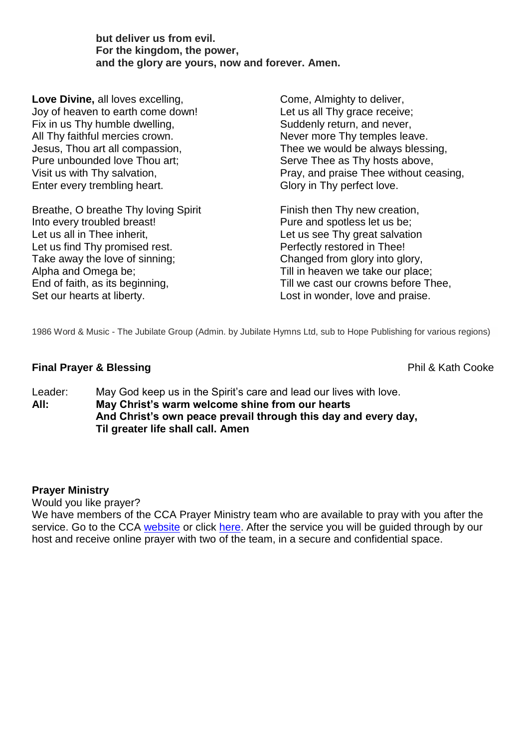**but deliver us from evil.**
**For the kingdom, the power,**
**and the glory are yours, now and forever. Amen.**

**Love Divine,** all loves excelling,
Joy of heaven to earth come down!
Fix in us Thy humble dwelling,
All Thy faithful mercies crown.
Jesus, Thou art all compassion,
Pure unbounded love Thou art;
Visit us with Thy salvation,
Enter every trembling heart.

Breathe, O breathe Thy loving Spirit
Into every troubled breast!
Let us all in Thee inherit,
Let us find Thy promised rest.
Take away the love of sinning;
Alpha and Omega be;
End of faith, as its beginning,
Set our hearts at liberty.

Come, Almighty to deliver,
Let us all Thy grace receive;
Suddenly return, and never,
Never more Thy temples leave.
Thee we would be always blessing,
Serve Thee as Thy hosts above,
Pray, and praise Thee without ceasing,
Glory in Thy perfect love.

Finish then Thy new creation,
Pure and spotless let us be;
Let us see Thy great salvation
Perfectly restored in Thee!
Changed from glory into glory,
Till in heaven we take our place;
Till we cast our crowns before Thee,
Lost in wonder, love and praise.

1986 Word & Music - The Jubilate Group (Admin. by Jubilate Hymns Ltd, sub to Hope Publishing for various regions)

**Final Prayer & Blessing** Phil & Kath Cooke

Leader: May God keep us in the Spirit's care and lead our lives with love.
**All: May Christ's warm welcome shine from our hearts**
**And Christ's own peace prevail through this day and every day,**
**Til greater life shall call. Amen**

**Prayer Ministry**

Would you like prayer?

We have members of the CCA Prayer Ministry team who are available to pray with you after the service. Go to the CCA website or click here. After the service you will be guided through by our host and receive online prayer with two of the team, in a secure and confidential space.